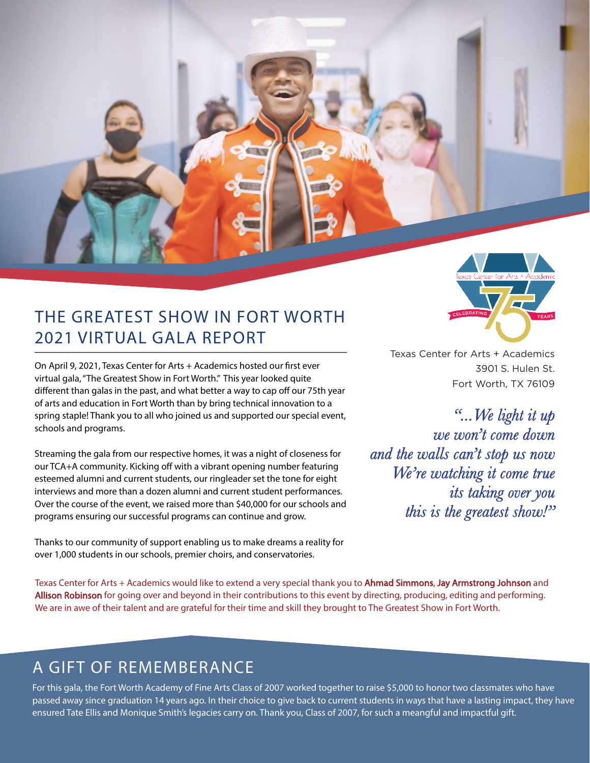# THE GREATEST SHOW IN FORT WORTH
# 2021 VIRTUAL GALA REPORT

Texas Center for Arts + Academics
3901 S. Hulen St.
Fort Worth, TX 76109

On April 9, 2021, Texas Center for Arts + Academics hosted our first ever virtual gala, "The Greatest Show in Fort Worth." This year looked quite different than galas in the past, and what better a way to cap off our 75th year of arts and education in Fort Worth than by bring technical innovation to a spring staple! Thank you to all who joined us and supported our special event, schools and programs.

Streaming the gala from our respective homes, it was a night of closeness for our TCA+A community. Kicking off with a vibrant opening number featuring esteemed alumni and current students, our ringleader set the tone for eight interviews and more than a dozen alumni and current student performances. Over the course of the event, we raised more than $40,000 for our schools and programs ensuring our successful programs can continue and grow.

Thanks to our community of support enabling us to make dreams a reality for over 1,000 students in our schools, premier choirs, and conservatories.

*"...We light it up*
*we won't come down*
*and the walls can't stop us now*
*We're watching it come true*
*its taking over you*
*this is the greatest show!"*

Texas Center for Arts + Academics would like to extend a very special thank you to **Ahmad Simmons**, **Jay Armstrong Johnson** and **Allison Robinson** for going over and beyond in their contributions to this event by directing, producing, editing and performing. We are in awe of their talent and are grateful for their time and skill they brought to The Greatest Show in Fort Worth.

## A GIFT OF REMEMBERANCE

For this gala, the Fort Worth Academy of Fine Arts Class of 2007 worked together to raise $5,000 to honor two classmates who have passed away since graduation 14 years ago. In their choice to give back to current students in ways that have a lasting impact, they have ensured Tate Ellis and Monique Smith's legacies carry on. Thank you, Class of 2007, for such a meangful and impactful gift.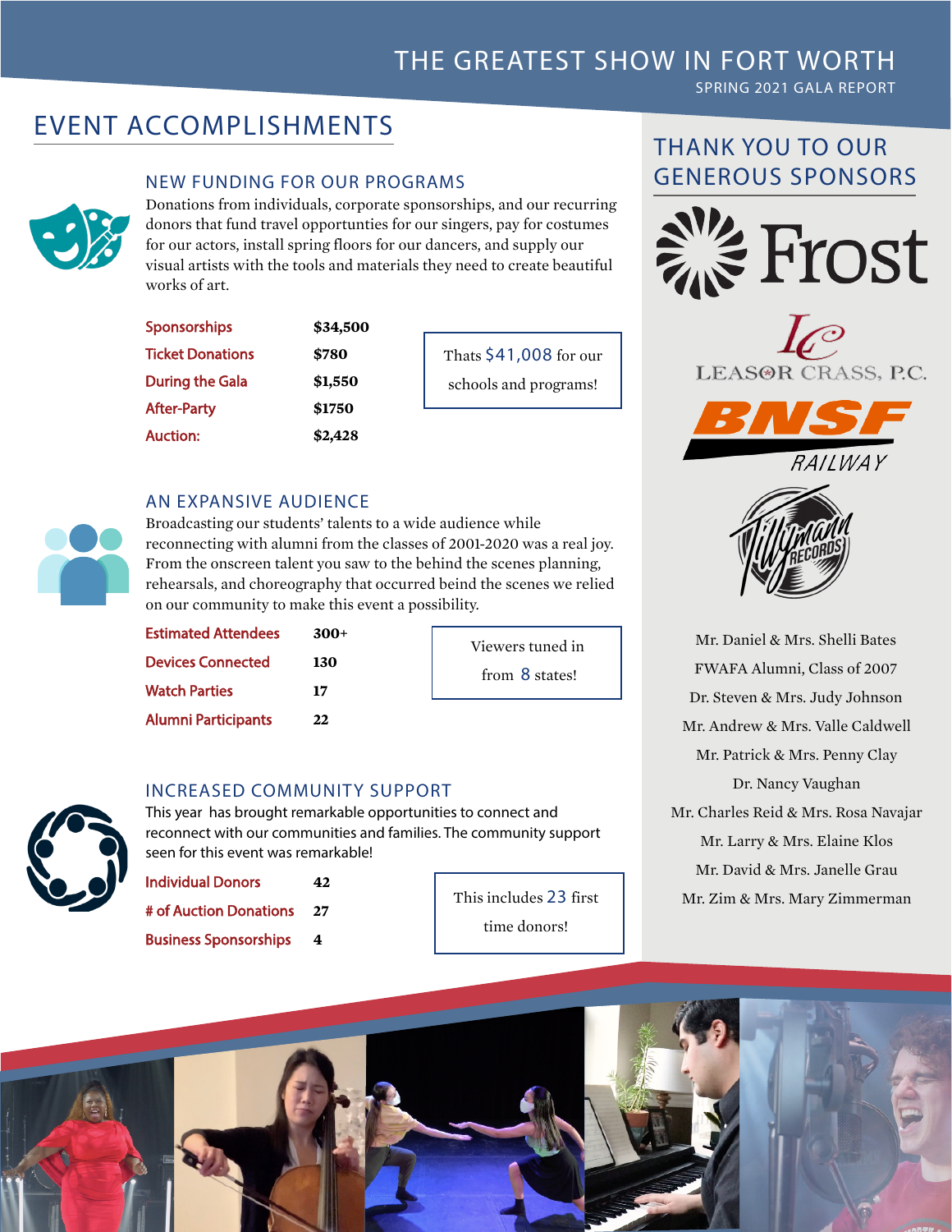# THE GREATEST SHOW IN FORT WORTH

SPRING 2021 GALA REPORT

## EVENT ACCOMPLISHMENTS

### NEW FUNDING FOR OUR PROGRAMS

Donations from individuals, corporate sponsorships, and our recurring donors that fund travel opportunties for our singers, pay for costumes for our actors, install spring floors for our dancers, and supply our visual artists with the tools and materials they need to create beautiful works of art.

| | |
|---|---|
| Sponsorships | $34,500 |
| Ticket Donations | $780 |
| During the Gala | $1,550 |
| After-Party | $1750 |
| Auction: | $2,428 |

Thats $41,008 for our schools and programs!

### AN EXPANSIVE AUDIENCE

Broadcasting our students' talents to a wide audience while reconnecting with alumni from the classes of 2001-2020 was a real joy. From the onscreen talent you saw to the behind the scenes planning, rehearsals, and choreography that occurred beind the scenes we relied on our community to make this event a possibility.

| | |
|---|---|
| Estimated Attendees | 300+ |
| Devices Connected | 130 |
| Watch Parties | 17 |
| Alumni Participants | 22 |

Viewers tuned in from 8 states!

### INCREASED COMMUNITY SUPPORT

This year has brought remarkable opportunities to connect and reconnect with our communities and families. The community support seen for this event was remarkable!

| | |
|---|---|
| Individual Donors | 42 |
| # of Auction Donations | 27 |
| Business Sponsorships | 4 |

This includes 23 first time donors!

## THANK YOU TO OUR GENEROUS SPONSORS

Frost

LEASOR CRASS, P.C.

BNSF RAILWAY

Tillymann Records

Mr. Daniel & Mrs. Shelli Bates

FWAFA Alumni, Class of 2007

Dr. Steven & Mrs. Judy Johnson

Mr. Andrew & Mrs. Valle Caldwell

Mr. Patrick & Mrs. Penny Clay

Dr. Nancy Vaughan

Mr. Charles Reid & Mrs. Rosa Navajar

Mr. Larry & Mrs. Elaine Klos

Mr. David & Mrs. Janelle Grau

Mr. Zim & Mrs. Mary Zimmerman